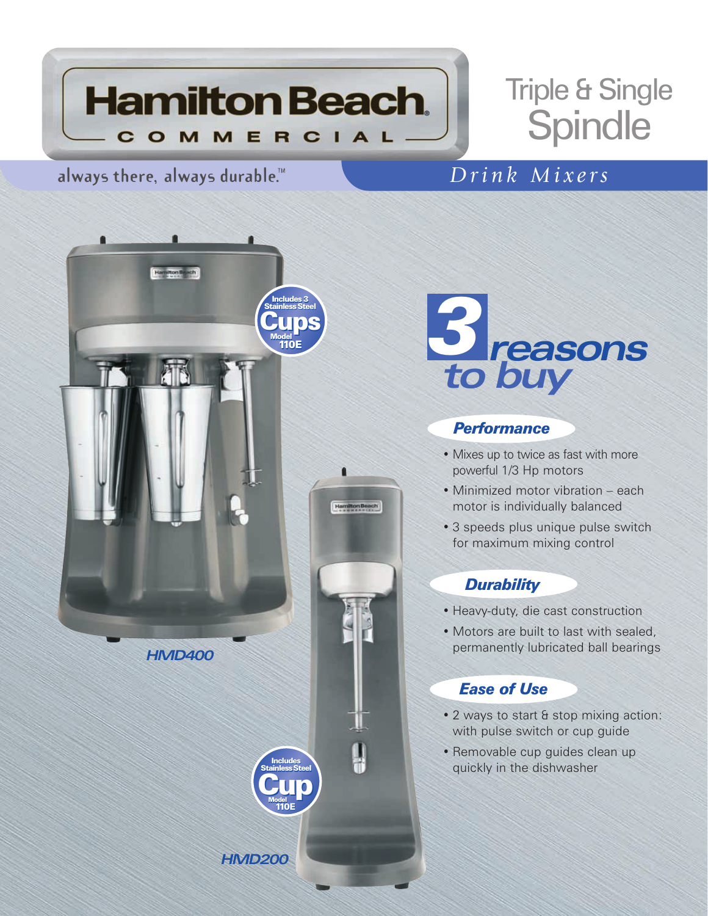# Hamilton Beach COMMERCIAL

always there, always durable.™

# Triple & Single Spindle

*Drink Mixers*

Includes 3 Stainless Steel Cups Model 110E

**HMD400**

Includes Stainless Steel Cup Model 110E

**HMD200**

## 3 reasons to buy

### *Performance*

- Mixes up to twice as fast with more powerful 1/3 Hp motors
- Minimized motor vibration – each motor is individually balanced
- 3 speeds plus unique pulse switch for maximum mixing control

### *Durability*

- Heavy-duty, die cast construction
- Motors are built to last with sealed, permanently lubricated ball bearings

### *Ease of Use*

- 2 ways to start & stop mixing action: with pulse switch or cup guide
- Removable cup guides clean up quickly in the dishwasher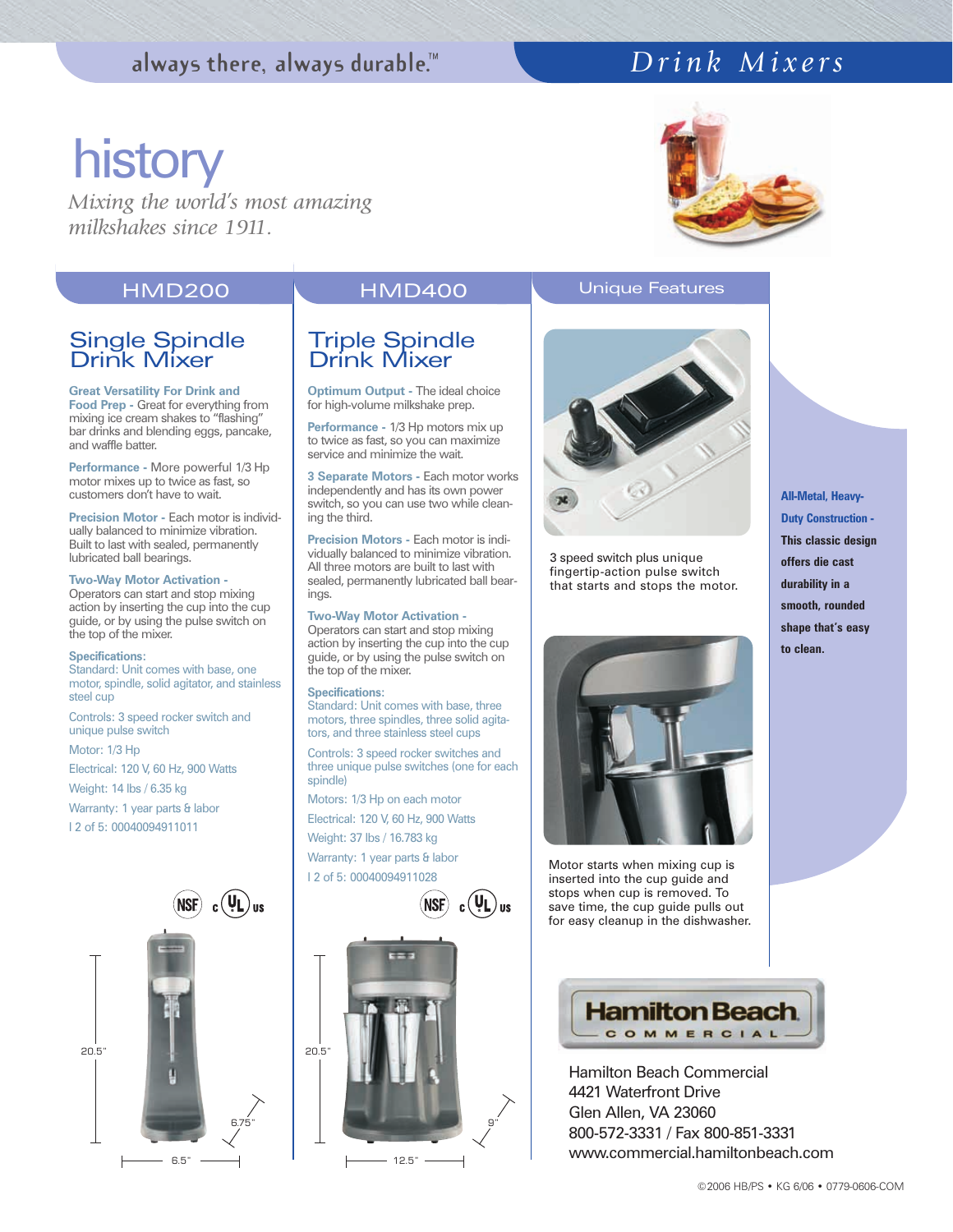always there, always durable.™

# Drink Mixers

# history

*Mixing the world's most amazing milkshakes since 1911.*

## HMD200

### Single Spindle Drink Mixer

**Great Versatility For Drink and Food Prep -** Great for everything from mixing ice cream shakes to "flashing" bar drinks and blending eggs, pancake, and waffle batter.

**Performance -** More powerful 1/3 Hp motor mixes up to twice as fast, so customers don't have to wait.

**Precision Motor -** Each motor is individually balanced to minimize vibration. Built to last with sealed, permanently lubricated ball bearings.

**Two-Way Motor Activation -** Operators can start and stop mixing action by inserting the cup into the cup guide, or by using the pulse switch on the top of the mixer.

**Specifications:**

Standard: Unit comes with base, one motor, spindle, solid agitator, and stainless steel cup

Controls: 3 speed rocker switch and unique pulse switch

Motor: 1/3 Hp

Electrical: 120 V, 60 Hz, 900 Watts

Weight: 14 lbs / 6.35 kg

Warranty: 1 year parts & labor

I 2 of 5: 00040094911011

NSF c UL us

20.5"

6.75"

6.5"

## HMD400

### Triple Spindle Drink Mixer

**Optimum Output -** The ideal choice for high-volume milkshake prep.

**Performance -** 1/3 Hp motors mix up to twice as fast, so you can maximize service and minimize the wait.

**3 Separate Motors -** Each motor works independently and has its own power switch, so you can use two while cleaning the third.

**Precision Motors -** Each motor is individually balanced to minimize vibration. All three motors are built to last with sealed, permanently lubricated ball bearings.

**Two-Way Motor Activation -** Operators can start and stop mixing action by inserting the cup into the cup guide, or by using the pulse switch on the top of the mixer.

**Specifications:**

Standard: Unit comes with base, three motors, three spindles, three solid agitators, and three stainless steel cups

Controls: 3 speed rocker switches and three unique pulse switches (one for each spindle)

Motors: 1/3 Hp on each motor

Electrical: 120 V, 60 Hz, 900 Watts

Weight: 37 lbs / 16.783 kg

Warranty: 1 year parts & labor

I 2 of 5: 00040094911028

NSF c UL us

20.5"

9"

12.5"

## Unique Features

3 speed switch plus unique fingertip-action pulse switch that starts and stops the motor.

Motor starts when mixing cup is inserted into the cup guide and stops when cup is removed. To save time, the cup guide pulls out for easy cleanup in the dishwasher.

**All-Metal, Heavy-Duty Construction -** This classic design offers die cast durability in a smooth, rounded shape that's easy to clean.

Hamilton Beach COMMERCIAL

Hamilton Beach Commercial
4421 Waterfront Drive
Glen Allen, VA 23060
800-572-3331 / Fax 800-851-3331
www.commercial.hamiltonbeach.com

©2006 HB/PS • KG 6/06 • 0779-0606-COM